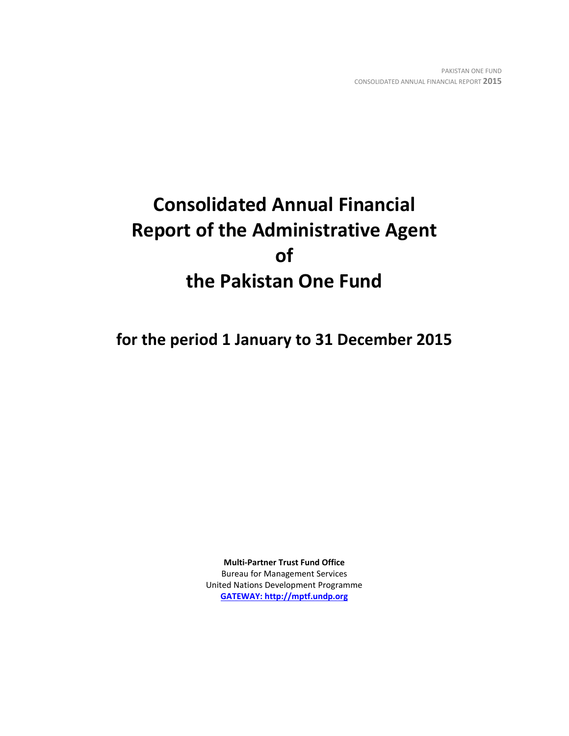# Consolidated Annual Financial Report of the Administrative Agent of the Pakistan One Fund

## for the period 1 January to 31 December 2015

**Multi-Partner Trust Fund Office**
Bureau for Management Services
United Nations Development Programme
**GATEWAY: http://mptf.undp.org**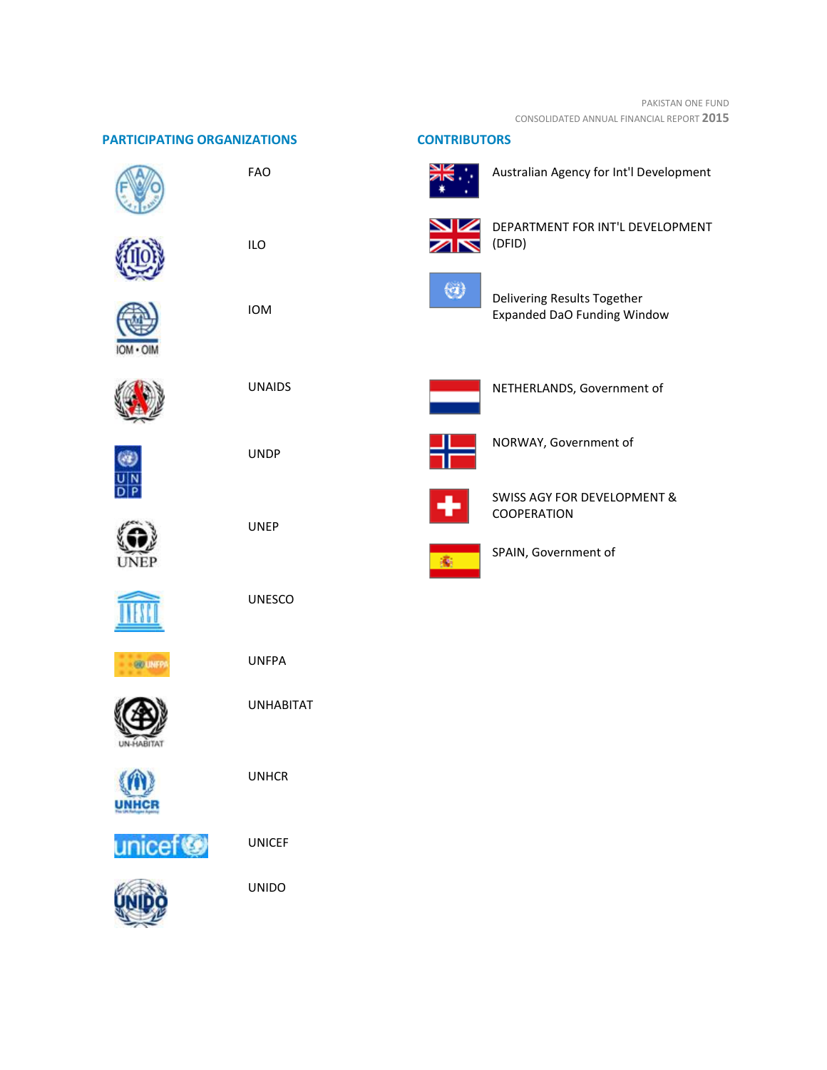## PARTICIPATING ORGANIZATIONS

- FAO
- ILO
- IOM
- UNAIDS
- UNDP
- UNEP
- UNESCO
- UNFPA
- UNHABITAT
- UNHCR
- UNICEF
- UNIDO

## CONTRIBUTORS

- Australian Agency for Int'l Development
- DEPARTMENT FOR INT'L DEVELOPMENT (DFID)
- Delivering Results Together Expanded DaO Funding Window
- NETHERLANDS, Government of
- NORWAY, Government of
- SWISS AGY FOR DEVELOPMENT & COOPERATION
- SPAIN, Government of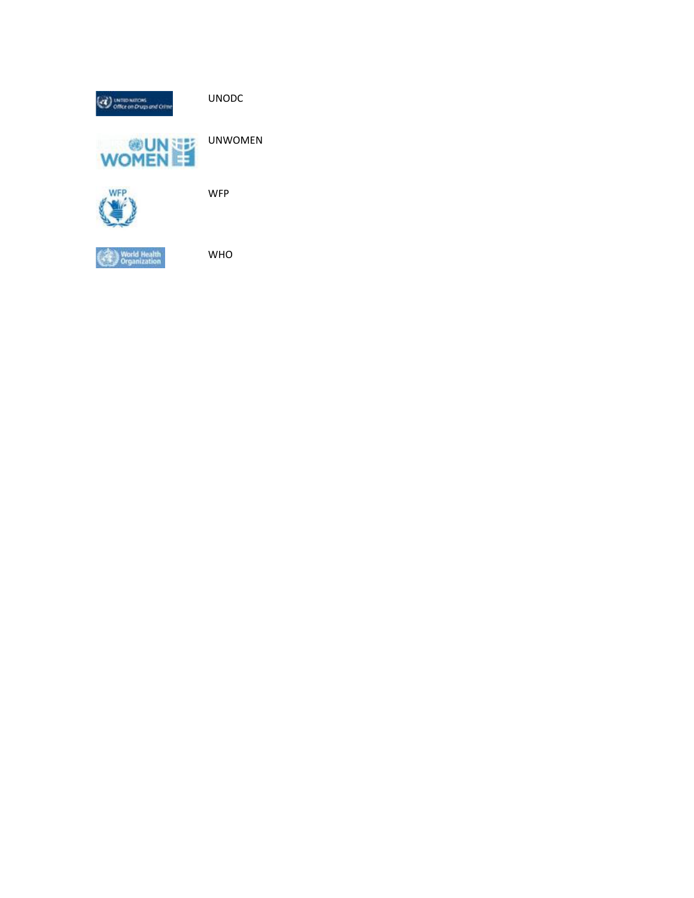UNODC

UNWOMEN

WFP

WHO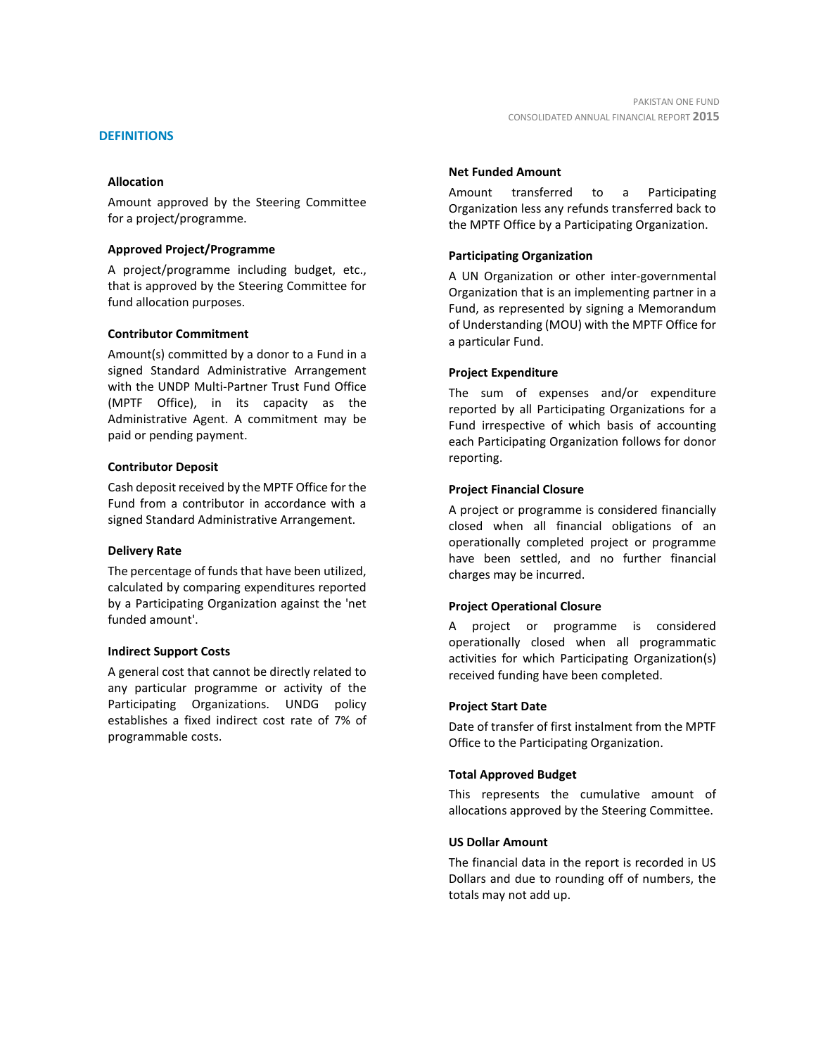## DEFINITIONS

### Allocation

Amount approved by the Steering Committee for a project/programme.

### Approved Project/Programme

A project/programme including budget, etc., that is approved by the Steering Committee for fund allocation purposes.

### Contributor Commitment

Amount(s) committed by a donor to a Fund in a signed Standard Administrative Arrangement with the UNDP Multi-Partner Trust Fund Office (MPTF Office), in its capacity as the Administrative Agent. A commitment may be paid or pending payment.

### Contributor Deposit

Cash deposit received by the MPTF Office for the Fund from a contributor in accordance with a signed Standard Administrative Arrangement.

### Delivery Rate

The percentage of funds that have been utilized, calculated by comparing expenditures reported by a Participating Organization against the 'net funded amount'.

### Indirect Support Costs

A general cost that cannot be directly related to any particular programme or activity of the Participating Organizations. UNDG policy establishes a fixed indirect cost rate of 7% of programmable costs.

### Net Funded Amount

Amount transferred to a Participating Organization less any refunds transferred back to the MPTF Office by a Participating Organization.

### Participating Organization

A UN Organization or other inter-governmental Organization that is an implementing partner in a Fund, as represented by signing a Memorandum of Understanding (MOU) with the MPTF Office for a particular Fund.

### Project Expenditure

The sum of expenses and/or expenditure reported by all Participating Organizations for a Fund irrespective of which basis of accounting each Participating Organization follows for donor reporting.

### Project Financial Closure

A project or programme is considered financially closed when all financial obligations of an operationally completed project or programme have been settled, and no further financial charges may be incurred.

### Project Operational Closure

A project or programme is considered operationally closed when all programmatic activities for which Participating Organization(s) received funding have been completed.

### Project Start Date

Date of transfer of first instalment from the MPTF Office to the Participating Organization.

### Total Approved Budget

This represents the cumulative amount of allocations approved by the Steering Committee.

### US Dollar Amount

The financial data in the report is recorded in US Dollars and due to rounding off of numbers, the totals may not add up.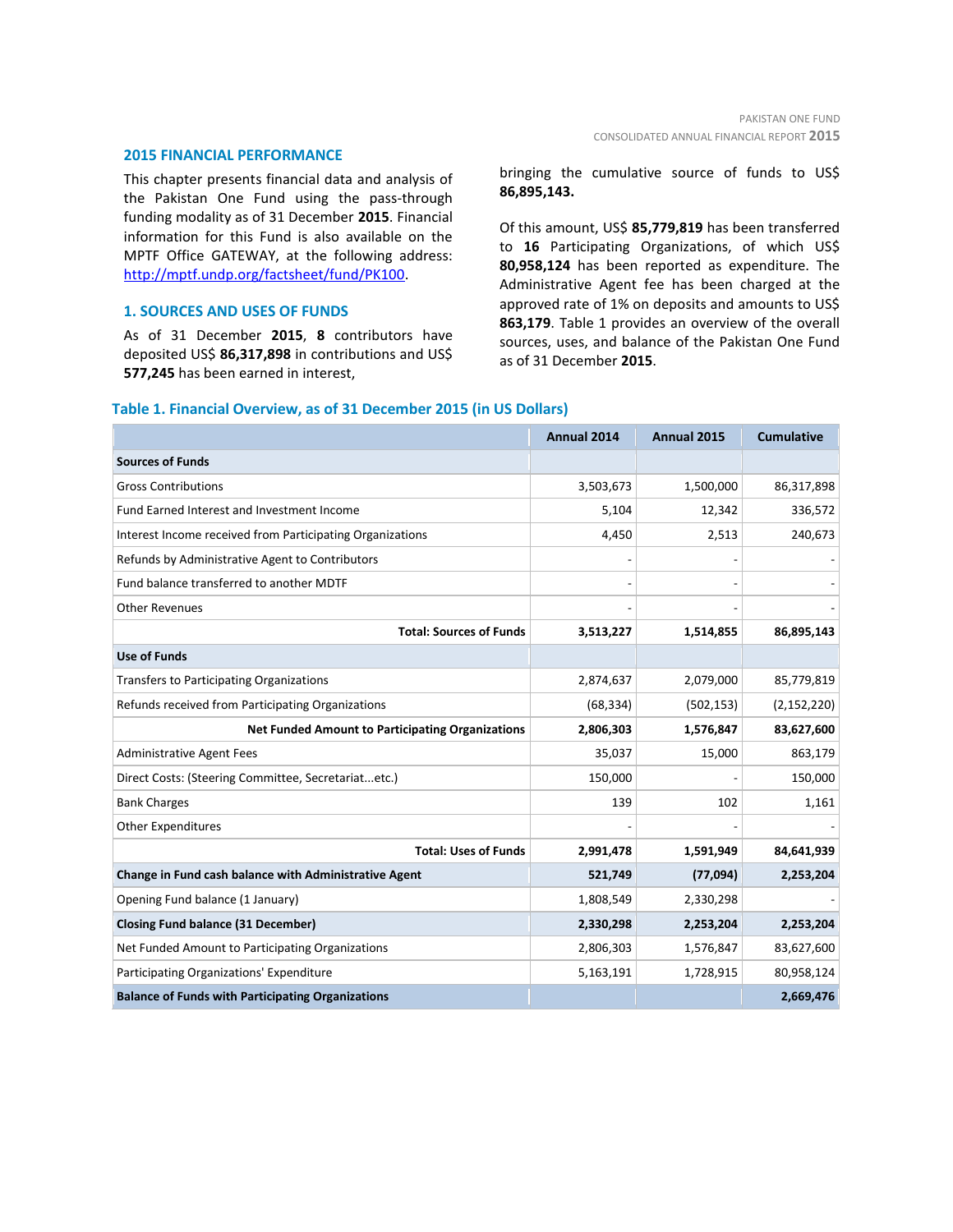## 2015 FINANCIAL PERFORMANCE

This chapter presents financial data and analysis of the Pakistan One Fund using the pass-through funding modality as of 31 December **2015**. Financial information for this Fund is also available on the MPTF Office GATEWAY, at the following address: http://mptf.undp.org/factsheet/fund/PK100.

### 1. SOURCES AND USES OF FUNDS

As of 31 December **2015**, **8** contributors have deposited US$ **86,317,898** in contributions and US$ **577,245** has been earned in interest, bringing the cumulative source of funds to US$ **86,895,143.**

Of this amount, US$ **85,779,819** has been transferred to **16** Participating Organizations, of which US$ **80,958,124** has been reported as expenditure. The Administrative Agent fee has been charged at the approved rate of 1% on deposits and amounts to US$ **863,179**. Table 1 provides an overview of the overall sources, uses, and balance of the Pakistan One Fund as of 31 December **2015**.

**Table 1. Financial Overview, as of 31 December 2015 (in US Dollars)**

| | Annual 2014 | Annual 2015 | Cumulative |
|---|---|---|---|
| **Sources of Funds** | | | |
| Gross Contributions | 3,503,673 | 1,500,000 | 86,317,898 |
| Fund Earned Interest and Investment Income | 5,104 | 12,342 | 336,572 |
| Interest Income received from Participating Organizations | 4,450 | 2,513 | 240,673 |
| Refunds by Administrative Agent to Contributors | - | - | - |
| Fund balance transferred to another MDTF | - | - | - |
| Other Revenues | - | - | - |
| **Total: Sources of Funds** | **3,513,227** | **1,514,855** | **86,895,143** |
| **Use of Funds** | | | |
| Transfers to Participating Organizations | 2,874,637 | 2,079,000 | 85,779,819 |
| Refunds received from Participating Organizations | (68,334) | (502,153) | (2,152,220) |
| **Net Funded Amount to Participating Organizations** | **2,806,303** | **1,576,847** | **83,627,600** |
| Administrative Agent Fees | 35,037 | 15,000 | 863,179 |
| Direct Costs: (Steering Committee, Secretariat...etc.) | 150,000 | - | 150,000 |
| Bank Charges | 139 | 102 | 1,161 |
| Other Expenditures | - | - | - |
| **Total: Uses of Funds** | **2,991,478** | **1,591,949** | **84,641,939** |
| **Change in Fund cash balance with Administrative Agent** | **521,749** | **(77,094)** | **2,253,204** |
| Opening Fund balance (1 January) | 1,808,549 | 2,330,298 | - |
| **Closing Fund balance (31 December)** | **2,330,298** | **2,253,204** | **2,253,204** |
| Net Funded Amount to Participating Organizations | 2,806,303 | 1,576,847 | 83,627,600 |
| Participating Organizations' Expenditure | 5,163,191 | 1,728,915 | 80,958,124 |
| **Balance of Funds with Participating Organizations** | | | **2,669,476** |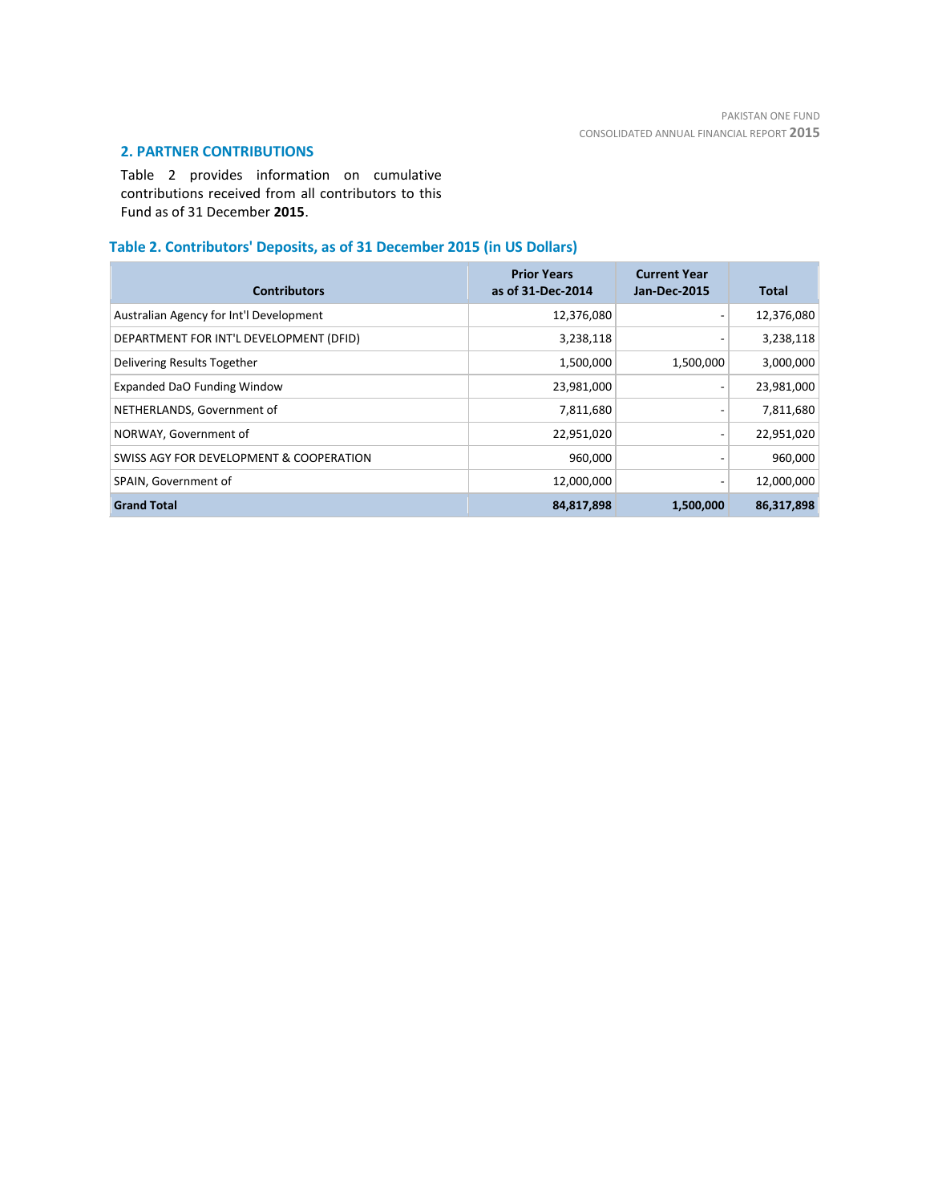## 2. PARTNER CONTRIBUTIONS

Table 2 provides information on cumulative contributions received from all contributors to this Fund as of 31 December **2015**.

### Table 2. Contributors' Deposits, as of 31 December 2015 (in US Dollars)

| Contributors | Prior Years as of 31-Dec-2014 | Current Year Jan-Dec-2015 | Total |
|---|---:|---:|---:|
| Australian Agency for Int'l Development | 12,376,080 | - | 12,376,080 |
| DEPARTMENT FOR INT'L DEVELOPMENT (DFID) | 3,238,118 | - | 3,238,118 |
| Delivering Results Together | 1,500,000 | 1,500,000 | 3,000,000 |
| Expanded DaO Funding Window | 23,981,000 | - | 23,981,000 |
| NETHERLANDS, Government of | 7,811,680 | - | 7,811,680 |
| NORWAY, Government of | 22,951,020 | - | 22,951,020 |
| SWISS AGY FOR DEVELOPMENT & COOPERATION | 960,000 | - | 960,000 |
| SPAIN, Government of | 12,000,000 | - | 12,000,000 |
| **Grand Total** | **84,817,898** | **1,500,000** | **86,317,898** |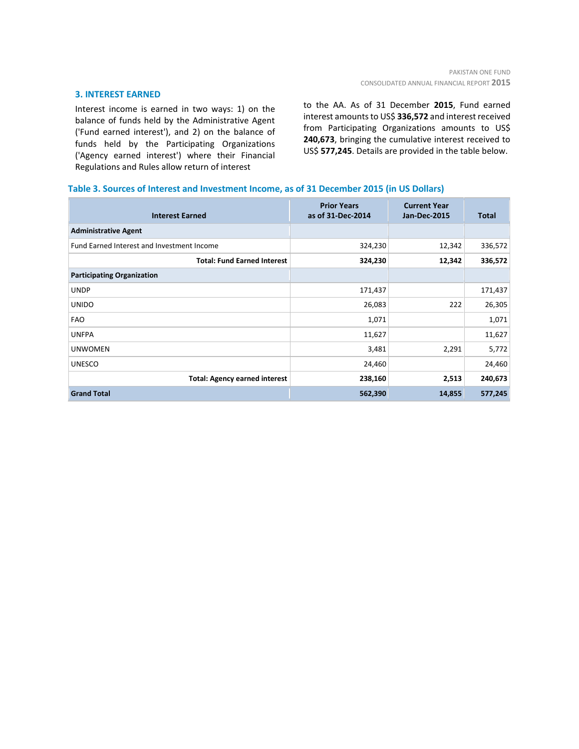## 3. INTEREST EARNED

Interest income is earned in two ways: 1) on the balance of funds held by the Administrative Agent ('Fund earned interest'), and 2) on the balance of funds held by the Participating Organizations ('Agency earned interest') where their Financial Regulations and Rules allow return of interest to the AA. As of 31 December **2015**, Fund earned interest amounts to US$ **336,572** and interest received from Participating Organizations amounts to US$ **240,673**, bringing the cumulative interest received to US$ **577,245**. Details are provided in the table below.

**Table 3. Sources of Interest and Investment Income, as of 31 December 2015 (in US Dollars)**

| Interest Earned | Prior Years as of 31-Dec-2014 | Current Year Jan-Dec-2015 | Total |
|---|---|---|---|
| **Administrative Agent** | | | |
| Fund Earned Interest and Investment Income | 324,230 | 12,342 | 336,572 |
| **Total: Fund Earned Interest** | **324,230** | **12,342** | **336,572** |
| **Participating Organization** | | | |
| UNDP | 171,437 | | 171,437 |
| UNIDO | 26,083 | 222 | 26,305 |
| FAO | 1,071 | | 1,071 |
| UNFPA | 11,627 | | 11,627 |
| UNWOMEN | 3,481 | 2,291 | 5,772 |
| UNESCO | 24,460 | | 24,460 |
| **Total: Agency earned interest** | **238,160** | **2,513** | **240,673** |
| **Grand Total** | **562,390** | **14,855** | **577,245** |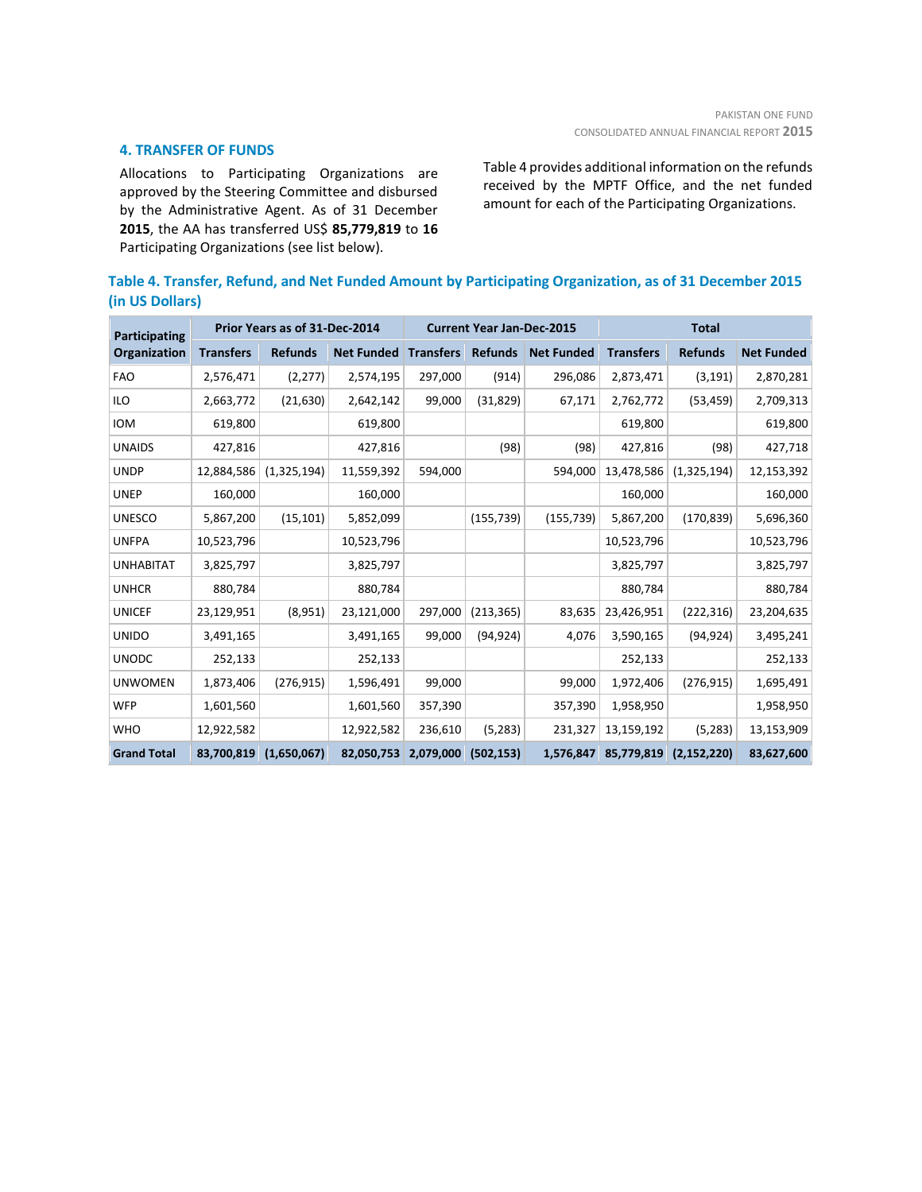## 4. TRANSFER OF FUNDS

Allocations to Participating Organizations are approved by the Steering Committee and disbursed by the Administrative Agent. As of 31 December **2015**, the AA has transferred US$ **85,779,819** to **16** Participating Organizations (see list below).

Table 4 provides additional information on the refunds received by the MPTF Office, and the net funded amount for each of the Participating Organizations.

**Table 4. Transfer, Refund, and Net Funded Amount by Participating Organization, as of 31 December 2015 (in US Dollars)**

| Participating Organization | Prior Years as of 31-Dec-2014 | | | Current Year Jan-Dec-2015 | | | Total | | |
|---|---|---|---|---|---|---|---|---|---|
| | Transfers | Refunds | Net Funded | Transfers | Refunds | Net Funded | Transfers | Refunds | Net Funded |
| FAO | 2,576,471 | (2,277) | 2,574,195 | 297,000 | (914) | 296,086 | 2,873,471 | (3,191) | 2,870,281 |
| ILO | 2,663,772 | (21,630) | 2,642,142 | 99,000 | (31,829) | 67,171 | 2,762,772 | (53,459) | 2,709,313 |
| IOM | 619,800 | | 619,800 | | | | 619,800 | | 619,800 |
| UNAIDS | 427,816 | | 427,816 | | (98) | (98) | 427,816 | (98) | 427,718 |
| UNDP | 12,884,586 | (1,325,194) | 11,559,392 | 594,000 | | 594,000 | 13,478,586 | (1,325,194) | 12,153,392 |
| UNEP | 160,000 | | 160,000 | | | | 160,000 | | 160,000 |
| UNESCO | 5,867,200 | (15,101) | 5,852,099 | | (155,739) | (155,739) | 5,867,200 | (170,839) | 5,696,360 |
| UNFPA | 10,523,796 | | 10,523,796 | | | | 10,523,796 | | 10,523,796 |
| UNHABITAT | 3,825,797 | | 3,825,797 | | | | 3,825,797 | | 3,825,797 |
| UNHCR | 880,784 | | 880,784 | | | | 880,784 | | 880,784 |
| UNICEF | 23,129,951 | (8,951) | 23,121,000 | 297,000 | (213,365) | 83,635 | 23,426,951 | (222,316) | 23,204,635 |
| UNIDO | 3,491,165 | | 3,491,165 | 99,000 | (94,924) | 4,076 | 3,590,165 | (94,924) | 3,495,241 |
| UNODC | 252,133 | | 252,133 | | | | 252,133 | | 252,133 |
| UNWOMEN | 1,873,406 | (276,915) | 1,596,491 | 99,000 | | 99,000 | 1,972,406 | (276,915) | 1,695,491 |
| WFP | 1,601,560 | | 1,601,560 | 357,390 | | 357,390 | 1,958,950 | | 1,958,950 |
| WHO | 12,922,582 | | 12,922,582 | 236,610 | (5,283) | 231,327 | 13,159,192 | (5,283) | 13,153,909 |
| **Grand Total** | **83,700,819** | **(1,650,067)** | **82,050,753** | **2,079,000** | **(502,153)** | **1,576,847** | **85,779,819** | **(2,152,220)** | **83,627,600** |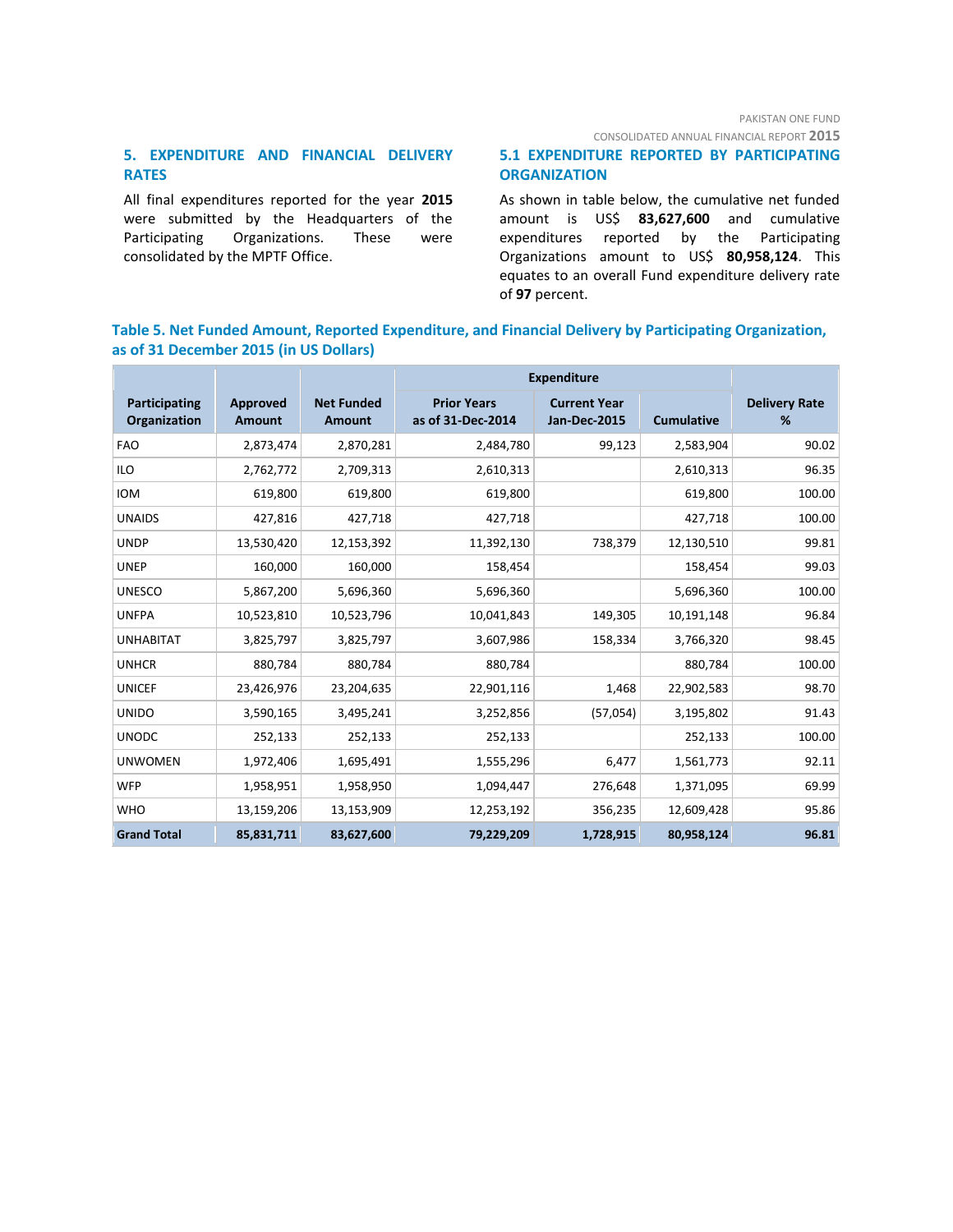## 5. EXPENDITURE AND FINANCIAL DELIVERY RATES

All final expenditures reported for the year **2015** were submitted by the Headquarters of the Participating Organizations. These were consolidated by the MPTF Office.

### 5.1 EXPENDITURE REPORTED BY PARTICIPATING ORGANIZATION

As shown in table below, the cumulative net funded amount is US$ **83,627,600** and cumulative expenditures reported by the Participating Organizations amount to US$ **80,958,124**. This equates to an overall Fund expenditure delivery rate of **97** percent.

**Table 5. Net Funded Amount, Reported Expenditure, and Financial Delivery by Participating Organization, as of 31 December 2015 (in US Dollars)**

| Participating Organization | Approved Amount | Net Funded Amount | Expenditure | | | Delivery Rate % |
|---|---|---|---|---|---|---|
| | | | Prior Years as of 31-Dec-2014 | Current Year Jan-Dec-2015 | Cumulative | |
| FAO | 2,873,474 | 2,870,281 | 2,484,780 | 99,123 | 2,583,904 | 90.02 |
| ILO | 2,762,772 | 2,709,313 | 2,610,313 | | 2,610,313 | 96.35 |
| IOM | 619,800 | 619,800 | 619,800 | | 619,800 | 100.00 |
| UNAIDS | 427,816 | 427,718 | 427,718 | | 427,718 | 100.00 |
| UNDP | 13,530,420 | 12,153,392 | 11,392,130 | 738,379 | 12,130,510 | 99.81 |
| UNEP | 160,000 | 160,000 | 158,454 | | 158,454 | 99.03 |
| UNESCO | 5,867,200 | 5,696,360 | 5,696,360 | | 5,696,360 | 100.00 |
| UNFPA | 10,523,810 | 10,523,796 | 10,041,843 | 149,305 | 10,191,148 | 96.84 |
| UNHABITAT | 3,825,797 | 3,825,797 | 3,607,986 | 158,334 | 3,766,320 | 98.45 |
| UNHCR | 880,784 | 880,784 | 880,784 | | 880,784 | 100.00 |
| UNICEF | 23,426,976 | 23,204,635 | 22,901,116 | 1,468 | 22,902,583 | 98.70 |
| UNIDO | 3,590,165 | 3,495,241 | 3,252,856 | (57,054) | 3,195,802 | 91.43 |
| UNODC | 252,133 | 252,133 | 252,133 | | 252,133 | 100.00 |
| UNWOMEN | 1,972,406 | 1,695,491 | 1,555,296 | 6,477 | 1,561,773 | 92.11 |
| WFP | 1,958,951 | 1,958,950 | 1,094,447 | 276,648 | 1,371,095 | 69.99 |
| WHO | 13,159,206 | 13,153,909 | 12,253,192 | 356,235 | 12,609,428 | 95.86 |
| **Grand Total** | **85,831,711** | **83,627,600** | **79,229,209** | **1,728,915** | **80,958,124** | **96.81** |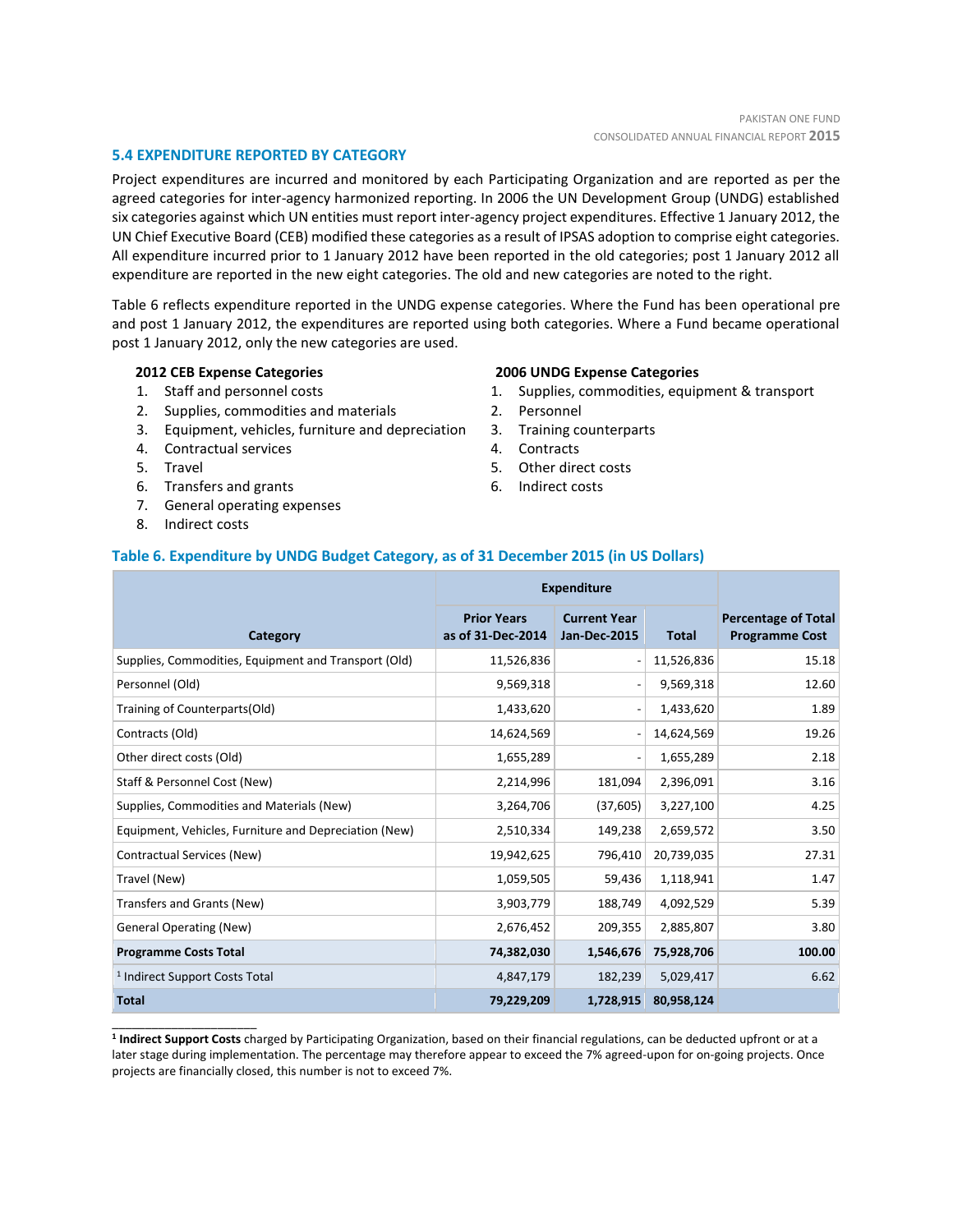## 5.4 EXPENDITURE REPORTED BY CATEGORY

Project expenditures are incurred and monitored by each Participating Organization and are reported as per the agreed categories for inter-agency harmonized reporting. In 2006 the UN Development Group (UNDG) established six categories against which UN entities must report inter-agency project expenditures. Effective 1 January 2012, the UN Chief Executive Board (CEB) modified these categories as a result of IPSAS adoption to comprise eight categories. All expenditure incurred prior to 1 January 2012 have been reported in the old categories; post 1 January 2012 all expenditure are reported in the new eight categories. The old and new categories are noted to the right.

Table 6 reflects expenditure reported in the UNDG expense categories. Where the Fund has been operational pre and post 1 January 2012, the expenditures are reported using both categories. Where a Fund became operational post 1 January 2012, only the new categories are used.

**2012 CEB Expense Categories**

1. Staff and personnel costs
2. Supplies, commodities and materials
3. Equipment, vehicles, furniture and depreciation
4. Contractual services
5. Travel
6. Transfers and grants
7. General operating expenses
8. Indirect costs

**2006 UNDG Expense Categories**

1. Supplies, commodities, equipment & transport
2. Personnel
3. Training counterparts
4. Contracts
5. Other direct costs
6. Indirect costs

### Table 6. Expenditure by UNDG Budget Category, as of 31 December 2015 (in US Dollars)

| Category | Expenditure | | | Percentage of Total Programme Cost |
|---|---|---|---|---|
| | Prior Years as of 31-Dec-2014 | Current Year Jan-Dec-2015 | Total | |
| Supplies, Commodities, Equipment and Transport (Old) | 11,526,836 | - | 11,526,836 | 15.18 |
| Personnel (Old) | 9,569,318 | - | 9,569,318 | 12.60 |
| Training of Counterparts(Old) | 1,433,620 | - | 1,433,620 | 1.89 |
| Contracts (Old) | 14,624,569 | - | 14,624,569 | 19.26 |
| Other direct costs (Old) | 1,655,289 | - | 1,655,289 | 2.18 |
| Staff & Personnel Cost (New) | 2,214,996 | 181,094 | 2,396,091 | 3.16 |
| Supplies, Commodities and Materials (New) | 3,264,706 | (37,605) | 3,227,100 | 4.25 |
| Equipment, Vehicles, Furniture and Depreciation (New) | 2,510,334 | 149,238 | 2,659,572 | 3.50 |
| Contractual Services (New) | 19,942,625 | 796,410 | 20,739,035 | 27.31 |
| Travel (New) | 1,059,505 | 59,436 | 1,118,941 | 1.47 |
| Transfers and Grants (New) | 3,903,779 | 188,749 | 4,092,529 | 5.39 |
| General Operating (New) | 2,676,452 | 209,355 | 2,885,807 | 3.80 |
| **Programme Costs Total** | **74,382,030** | **1,546,676** | **75,928,706** | **100.00** |
| [1] Indirect Support Costs Total | 4,847,179 | 182,239 | 5,029,417 | 6.62 |
| **Total** | **79,229,209** | **1,728,915** | **80,958,124** | |

[1] **Indirect Support Costs** charged by Participating Organization, based on their financial regulations, can be deducted upfront or at a later stage during implementation. The percentage may therefore appear to exceed the 7% agreed-upon for on-going projects. Once projects are financially closed, this number is not to exceed 7%.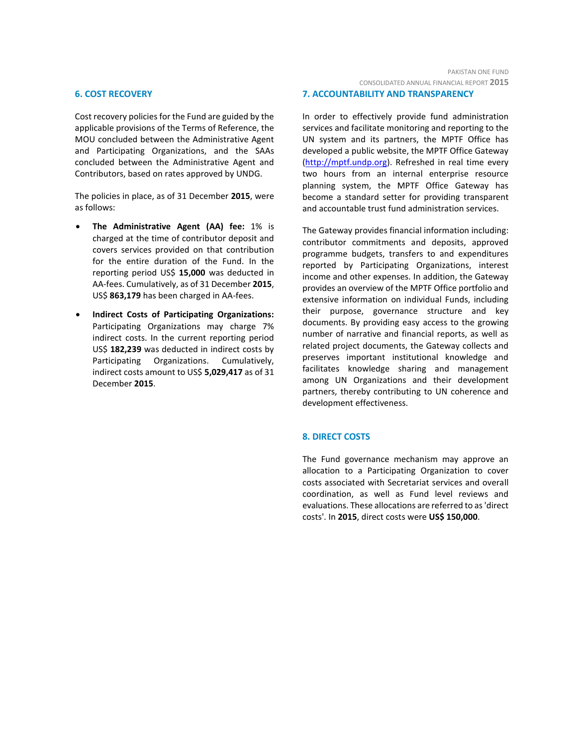## 6. COST RECOVERY

Cost recovery policies for the Fund are guided by the applicable provisions of the Terms of Reference, the MOU concluded between the Administrative Agent and Participating Organizations, and the SAAs concluded between the Administrative Agent and Contributors, based on rates approved by UNDG.

The policies in place, as of 31 December **2015**, were as follows:

- **The Administrative Agent (AA) fee:** 1% is charged at the time of contributor deposit and covers services provided on that contribution for the entire duration of the Fund. In the reporting period US$ **15,000** was deducted in AA-fees. Cumulatively, as of 31 December **2015**, US$ **863,179** has been charged in AA-fees.
- **Indirect Costs of Participating Organizations:** Participating Organizations may charge 7% indirect costs. In the current reporting period US$ **182,239** was deducted in indirect costs by Participating Organizations. Cumulatively, indirect costs amount to US$ **5,029,417** as of 31 December **2015**.

## 7. ACCOUNTABILITY AND TRANSPARENCY

In order to effectively provide fund administration services and facilitate monitoring and reporting to the UN system and its partners, the MPTF Office has developed a public website, the MPTF Office Gateway (http://mptf.undp.org). Refreshed in real time every two hours from an internal enterprise resource planning system, the MPTF Office Gateway has become a standard setter for providing transparent and accountable trust fund administration services.

The Gateway provides financial information including: contributor commitments and deposits, approved programme budgets, transfers to and expenditures reported by Participating Organizations, interest income and other expenses. In addition, the Gateway provides an overview of the MPTF Office portfolio and extensive information on individual Funds, including their purpose, governance structure and key documents. By providing easy access to the growing number of narrative and financial reports, as well as related project documents, the Gateway collects and preserves important institutional knowledge and facilitates knowledge sharing and management among UN Organizations and their development partners, thereby contributing to UN coherence and development effectiveness.

## 8. DIRECT COSTS

The Fund governance mechanism may approve an allocation to a Participating Organization to cover costs associated with Secretariat services and overall coordination, as well as Fund level reviews and evaluations. These allocations are referred to as 'direct costs'. In **2015**, direct costs were **US$ 150,000**.